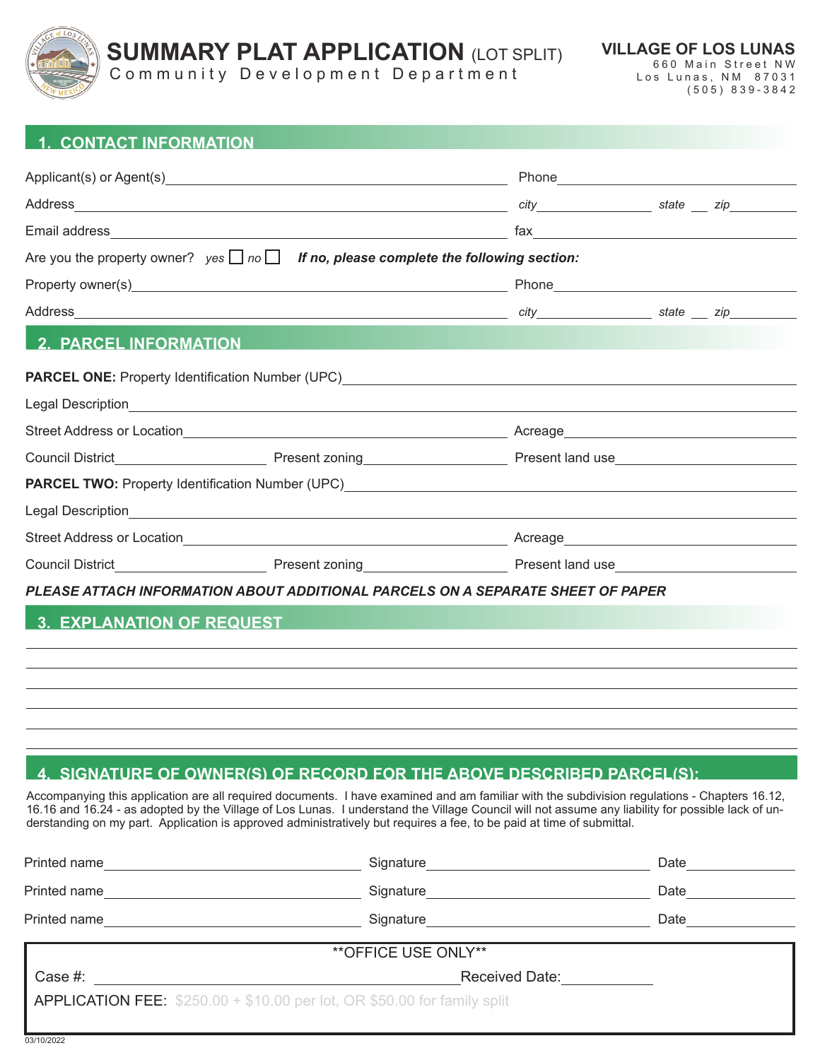# SUMMARY PLAT APPLICATION (LOT SPLIT)

Community Development Department

**VILLAGE OF LOS LUNAS**
660 Main Street NW
Los Lunas, NM 87031
(505) 839-3842

## 1. CONTACT INFORMATION

Applicant(s) or Agent(s)\_\_\_\_\_\_\_\_\_\_\_\_\_\_\_\_\_\_\_\_ Phone\_\_\_\_\_\_\_\_\_\_\_\_

Address\_\_\_\_\_\_\_\_\_\_\_\_\_\_\_\_\_\_\_\_ *city*\_\_\_\_\_\_\_\_ *state* \_\_ *zip*\_\_\_\_\_\_

Email address\_\_\_\_\_\_\_\_\_\_\_\_\_\_\_\_\_\_\_\_ fax\_\_\_\_\_\_\_\_\_\_\_\_

Are you the property owner? *yes* ☐ *no* ☐ ***If no, please complete the following section:***

Property owner(s)\_\_\_\_\_\_\_\_\_\_\_\_\_\_\_\_\_\_\_\_ Phone\_\_\_\_\_\_\_\_\_\_\_\_

Address\_\_\_\_\_\_\_\_\_\_\_\_\_\_\_\_\_\_\_\_ *city*\_\_\_\_\_\_\_\_ *state* \_\_ *zip*\_\_\_\_\_\_

## 2. PARCEL INFORMATION

**PARCEL ONE:** Property Identification Number (UPC)\_\_\_\_\_\_\_\_\_\_\_\_\_\_\_\_\_\_\_\_

Legal Description\_\_\_\_\_\_\_\_\_\_\_\_\_\_\_\_\_\_\_\_

Street Address or Location\_\_\_\_\_\_\_\_\_\_\_\_\_\_\_\_\_\_\_\_ Acreage\_\_\_\_\_\_\_\_\_\_\_\_

Council District\_\_\_\_\_\_\_\_\_\_ Present zoning\_\_\_\_\_\_\_\_\_\_ Present land use\_\_\_\_\_\_\_\_\_\_

**PARCEL TWO:** Property Identification Number (UPC)\_\_\_\_\_\_\_\_\_\_\_\_\_\_\_\_\_\_\_\_

Legal Description\_\_\_\_\_\_\_\_\_\_\_\_\_\_\_\_\_\_\_\_

Street Address or Location\_\_\_\_\_\_\_\_\_\_\_\_\_\_\_\_\_\_\_\_ Acreage\_\_\_\_\_\_\_\_\_\_\_\_

Council District\_\_\_\_\_\_\_\_\_\_ Present zoning\_\_\_\_\_\_\_\_\_\_ Present land use\_\_\_\_\_\_\_\_\_\_

***PLEASE ATTACH INFORMATION ABOUT ADDITIONAL PARCELS ON A SEPARATE SHEET OF PAPER***

## 3. EXPLANATION OF REQUEST

\_\_\_\_\_\_\_\_\_\_\_\_\_\_\_\_\_\_\_\_\_\_\_\_\_\_\_\_\_\_\_\_\_\_\_\_\_\_\_\_

\_\_\_\_\_\_\_\_\_\_\_\_\_\_\_\_\_\_\_\_\_\_\_\_\_\_\_\_\_\_\_\_\_\_\_\_\_\_\_\_

\_\_\_\_\_\_\_\_\_\_\_\_\_\_\_\_\_\_\_\_\_\_\_\_\_\_\_\_\_\_\_\_\_\_\_\_\_\_\_\_

\_\_\_\_\_\_\_\_\_\_\_\_\_\_\_\_\_\_\_\_\_\_\_\_\_\_\_\_\_\_\_\_\_\_\_\_\_\_\_\_

\_\_\_\_\_\_\_\_\_\_\_\_\_\_\_\_\_\_\_\_\_\_\_\_\_\_\_\_\_\_\_\_\_\_\_\_\_\_\_\_

\_\_\_\_\_\_\_\_\_\_\_\_\_\_\_\_\_\_\_\_\_\_\_\_\_\_\_\_\_\_\_\_\_\_\_\_\_\_\_\_

## 4. SIGNATURE OF OWNER(S) OF RECORD FOR THE ABOVE DESCRIBED PARCEL(S):

Accompanying this application are all required documents. I have examined and am familiar with the subdivision regulations - Chapters 16.12, 16.16 and 16.24 - as adopted by the Village of Los Lunas. I understand the Village Council will not assume any liability for possible lack of understanding on my part. Application is approved administratively but requires a fee, to be paid at time of submittal.

Printed name\_\_\_\_\_\_\_\_\_\_\_\_ Signature\_\_\_\_\_\_\_\_\_\_\_\_ Date\_\_\_\_\_\_

Printed name\_\_\_\_\_\_\_\_\_\_\_\_ Signature\_\_\_\_\_\_\_\_\_\_\_\_ Date\_\_\_\_\_\_

Printed name\_\_\_\_\_\_\_\_\_\_\_\_ Signature\_\_\_\_\_\_\_\_\_\_\_\_ Date\_\_\_\_\_\_

**OFFICE USE ONLY**

Case #: \_\_\_\_\_\_\_\_\_\_\_\_ Received Date:\_\_\_\_\_\_

APPLICATION FEE: $250.00 + $10.00 per lot, OR $50.00 for family split

03/10/2022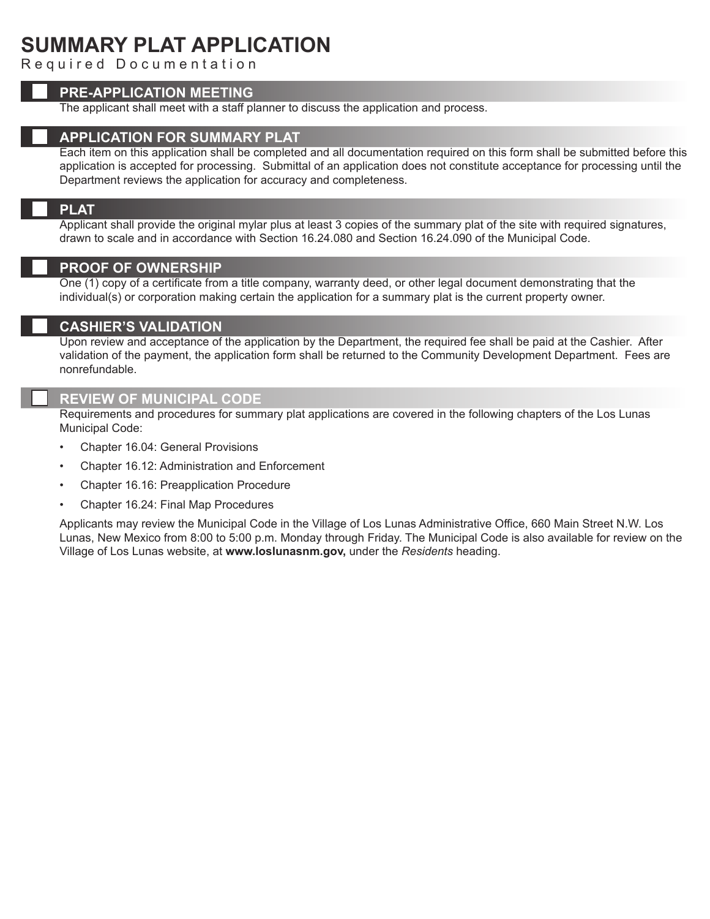# SUMMARY PLAT APPLICATION

Required Documentation

## ☐ PRE-APPLICATION MEETING

The applicant shall meet with a staff planner to discuss the application and process.

## ☐ APPLICATION FOR SUMMARY PLAT

Each item on this application shall be completed and all documentation required on this form shall be submitted before this application is accepted for processing. Submittal of an application does not constitute acceptance for processing until the Department reviews the application for accuracy and completeness.

## ☐ PLAT

Applicant shall provide the original mylar plus at least 3 copies of the summary plat of the site with required signatures, drawn to scale and in accordance with Section 16.24.080 and Section 16.24.090 of the Municipal Code.

## ☐ PROOF OF OWNERSHIP

One (1) copy of a certificate from a title company, warranty deed, or other legal document demonstrating that the individual(s) or corporation making certain the application for a summary plat is the current property owner.

## ☐ CASHIER'S VALIDATION

Upon review and acceptance of the application by the Department, the required fee shall be paid at the Cashier. After validation of the payment, the application form shall be returned to the Community Development Department. Fees are nonrefundable.

## ☐ REVIEW OF MUNICIPAL CODE

Requirements and procedures for summary plat applications are covered in the following chapters of the Los Lunas Municipal Code:

- Chapter 16.04: General Provisions
- Chapter 16.12: Administration and Enforcement
- Chapter 16.16: Preapplication Procedure
- Chapter 16.24: Final Map Procedures

Applicants may review the Municipal Code in the Village of Los Lunas Administrative Office, 660 Main Street N.W. Los Lunas, New Mexico from 8:00 to 5:00 p.m. Monday through Friday. The Municipal Code is also available for review on the Village of Los Lunas website, at **www.loslunasnm.gov,** under the *Residents* heading.